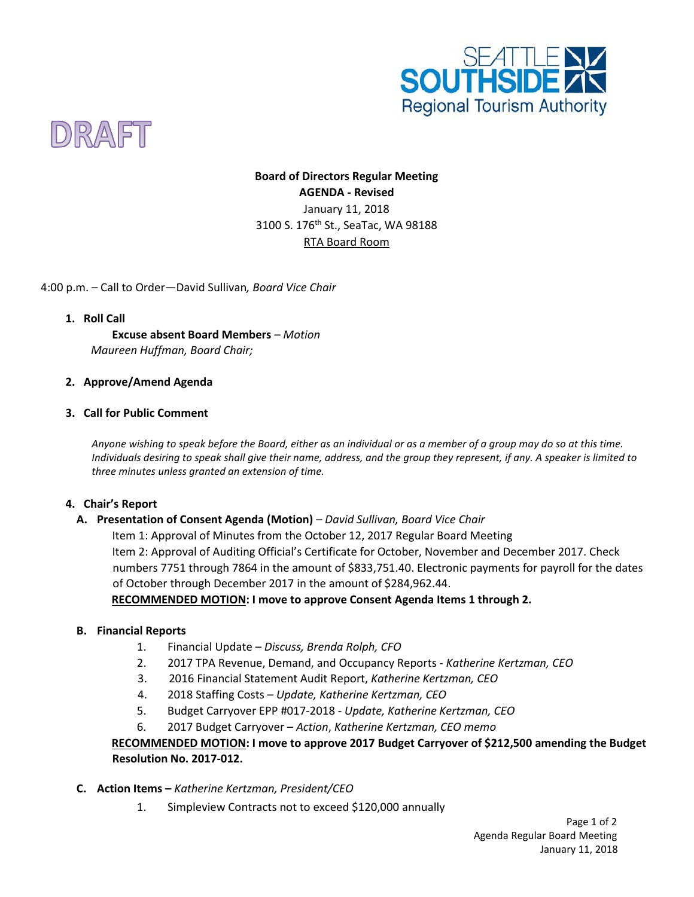DRAFT

**Board of Directors Regular Meeting**
**AGENDA - Revised**
January 11, 2018
3100 S. 176th St., SeaTac, WA 98188
RTA Board Room

4:00 p.m. – Call to Order—David Sullivan*, Board Vice Chair*

1. **Roll Call**

   **Excuse absent Board Members** – *Motion*
   *Maureen Huffman, Board Chair;*

2. **Approve/Amend Agenda**

3. **Call for Public Comment**

   *Anyone wishing to speak before the Board, either as an individual or as a member of a group may do so at this time. Individuals desiring to speak shall give their name, address, and the group they represent, if any. A speaker is limited to three minutes unless granted an extension of time.*

4. **Chair's Report**

   **A. Presentation of Consent Agenda (Motion)** – *David Sullivan, Board Vice Chair*

   Item 1: Approval of Minutes from the October 12, 2017 Regular Board Meeting
   Item 2: Approval of Auditing Official's Certificate for October, November and December 2017. Check numbers 7751 through 7864 in the amount of $833,751.40. Electronic payments for payroll for the dates of October through December 2017 in the amount of $284,962.44.
   **RECOMMENDED MOTION: I move to approve Consent Agenda Items 1 through 2.**

   **B. Financial Reports**

   1. Financial Update – *Discuss, Brenda Rolph, CFO*
   2. 2017 TPA Revenue, Demand, and Occupancy Reports - *Katherine Kertzman, CEO*
   3. 2016 Financial Statement Audit Report, *Katherine Kertzman, CEO*
   4. 2018 Staffing Costs – *Update, Katherine Kertzman, CEO*
   5. Budget Carryover EPP #017-2018 - *Update, Katherine Kertzman, CEO*
   6. 2017 Budget Carryover – *Action*, *Katherine Kertzman, CEO memo*

   **RECOMMENDED MOTION: I move to approve 2017 Budget Carryover of $212,500 amending the Budget Resolution No. 2017-012.**

   **C. Action Items –** *Katherine Kertzman, President/CEO*

   1. Simpleview Contracts not to exceed $120,000 annually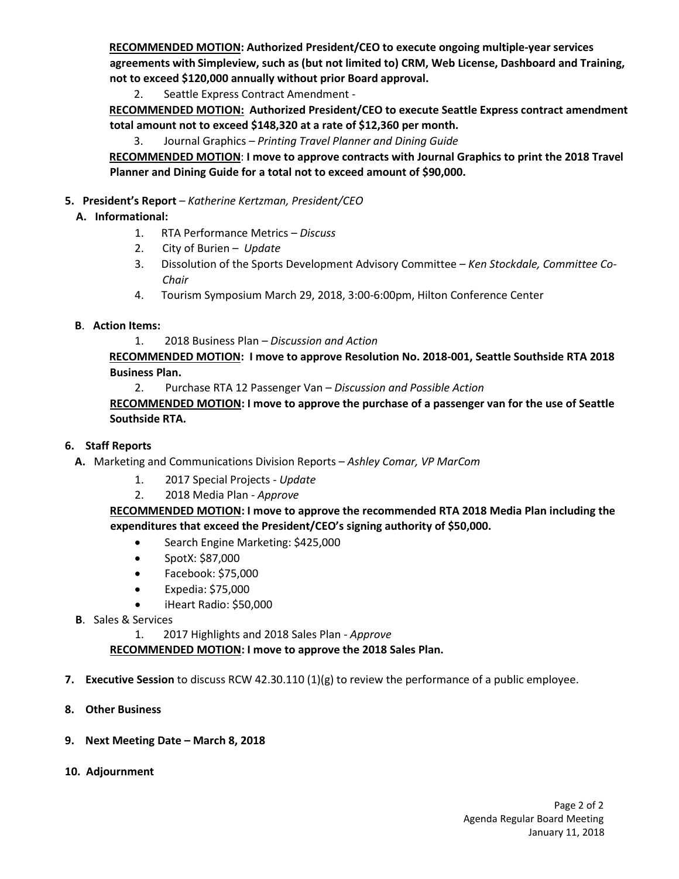**RECOMMENDED MOTION: Authorized President/CEO to execute ongoing multiple-year services agreements with Simpleview, such as (but not limited to) CRM, Web License, Dashboard and Training, not to exceed $120,000 annually without prior Board approval.**

2. Seattle Express Contract Amendment -

**RECOMMENDED MOTION: Authorized President/CEO to execute Seattle Express contract amendment total amount not to exceed $148,320 at a rate of $12,360 per month.**

3. Journal Graphics – *Printing Travel Planner and Dining Guide*

**RECOMMENDED MOTION: I move to approve contracts with Journal Graphics to print the 2018 Travel Planner and Dining Guide for a total not to exceed amount of $90,000.**

**5. President's Report** – *Katherine Kertzman, President/CEO*

**A. Informational:**

1. RTA Performance Metrics – *Discuss*
2. City of Burien – *Update*
3. Dissolution of the Sports Development Advisory Committee – *Ken Stockdale, Committee Co-Chair*
4. Tourism Symposium March 29, 2018, 3:00-6:00pm, Hilton Conference Center

**B. Action Items:**

1. 2018 Business Plan – *Discussion and Action*

**RECOMMENDED MOTION: I move to approve Resolution No. 2018-001, Seattle Southside RTA 2018 Business Plan.**

2. Purchase RTA 12 Passenger Van – *Discussion and Possible Action*

**RECOMMENDED MOTION: I move to approve the purchase of a passenger van for the use of Seattle Southside RTA.**

**6. Staff Reports**

**A.** Marketing and Communications Division Reports – *Ashley Comar, VP MarCom*

1. 2017 Special Projects - *Update*
2. 2018 Media Plan - *Approve*

**RECOMMENDED MOTION: I move to approve the recommended RTA 2018 Media Plan including the expenditures that exceed the President/CEO's signing authority of $50,000.**

- Search Engine Marketing: $425,000
- SpotX: $87,000
- Facebook: $75,000
- Expedia: $75,000
- iHeart Radio: $50,000

**B**. Sales & Services

1. 2017 Highlights and 2018 Sales Plan - *Approve*

**RECOMMENDED MOTION: I move to approve the 2018 Sales Plan.**

**7. Executive Session** to discuss RCW 42.30.110 (1)(g) to review the performance of a public employee.

**8. Other Business**

**9. Next Meeting Date – March 8, 2018**

**10. Adjournment**

Agenda Regular Board Meeting
January 11, 2018